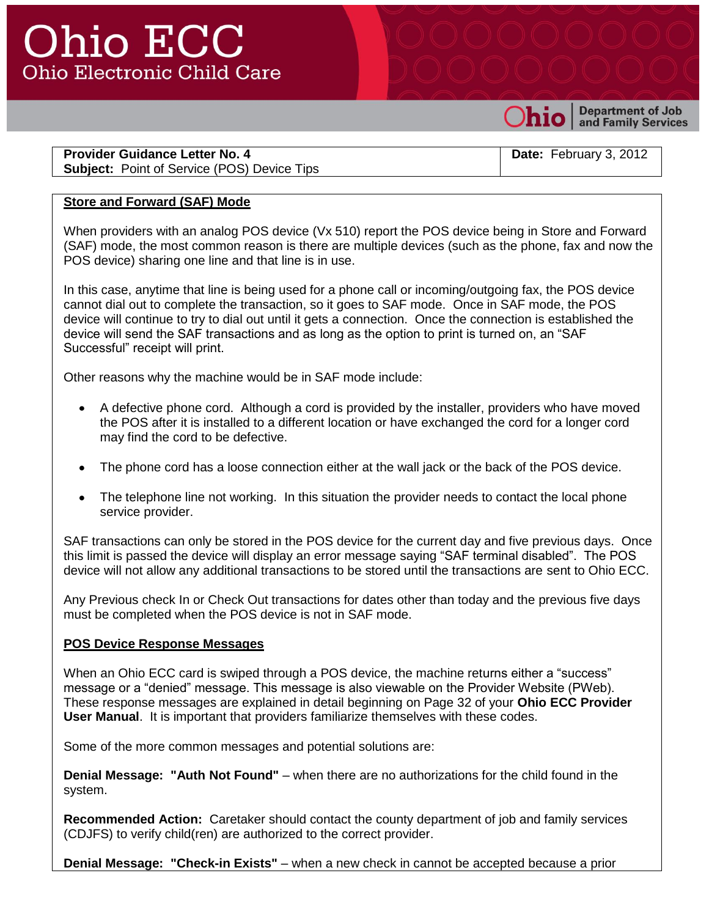# Ohio ECC

Ohio Electronic Child Care

Ohio | Department of Job and Family Services

| **Provider Guidance Letter No. 4** **Subject:** Point of Service (POS) Device Tips | **Date:** February 3, 2012 |
|---|---|

**Store and Forward (SAF) Mode**

When providers with an analog POS device (Vx 510) report the POS device being in Store and Forward (SAF) mode, the most common reason is there are multiple devices (such as the phone, fax and now the POS device) sharing one line and that line is in use.

In this case, anytime that line is being used for a phone call or incoming/outgoing fax, the POS device cannot dial out to complete the transaction, so it goes to SAF mode. Once in SAF mode, the POS device will continue to try to dial out until it gets a connection. Once the connection is established the device will send the SAF transactions and as long as the option to print is turned on, an "SAF Successful" receipt will print.

Other reasons why the machine would be in SAF mode include:

- A defective phone cord. Although a cord is provided by the installer, providers who have moved the POS after it is installed to a different location or have exchanged the cord for a longer cord may find the cord to be defective.
- The phone cord has a loose connection either at the wall jack or the back of the POS device.
- The telephone line not working. In this situation the provider needs to contact the local phone service provider.

SAF transactions can only be stored in the POS device for the current day and five previous days. Once this limit is passed the device will display an error message saying "SAF terminal disabled". The POS device will not allow any additional transactions to be stored until the transactions are sent to Ohio ECC.

Any Previous check In or Check Out transactions for dates other than today and the previous five days must be completed when the POS device is not in SAF mode.

**POS Device Response Messages**

When an Ohio ECC card is swiped through a POS device, the machine returns either a "success" message or a "denied" message. This message is also viewable on the Provider Website (PWeb). These response messages are explained in detail beginning on Page 32 of your **Ohio ECC Provider User Manual**. It is important that providers familiarize themselves with these codes.

Some of the more common messages and potential solutions are:

**Denial Message: "Auth Not Found"** – when there are no authorizations for the child found in the system.

**Recommended Action:** Caretaker should contact the county department of job and family services (CDJFS) to verify child(ren) are authorized to the correct provider.

**Denial Message: "Check-in Exists"** – when a new check in cannot be accepted because a prior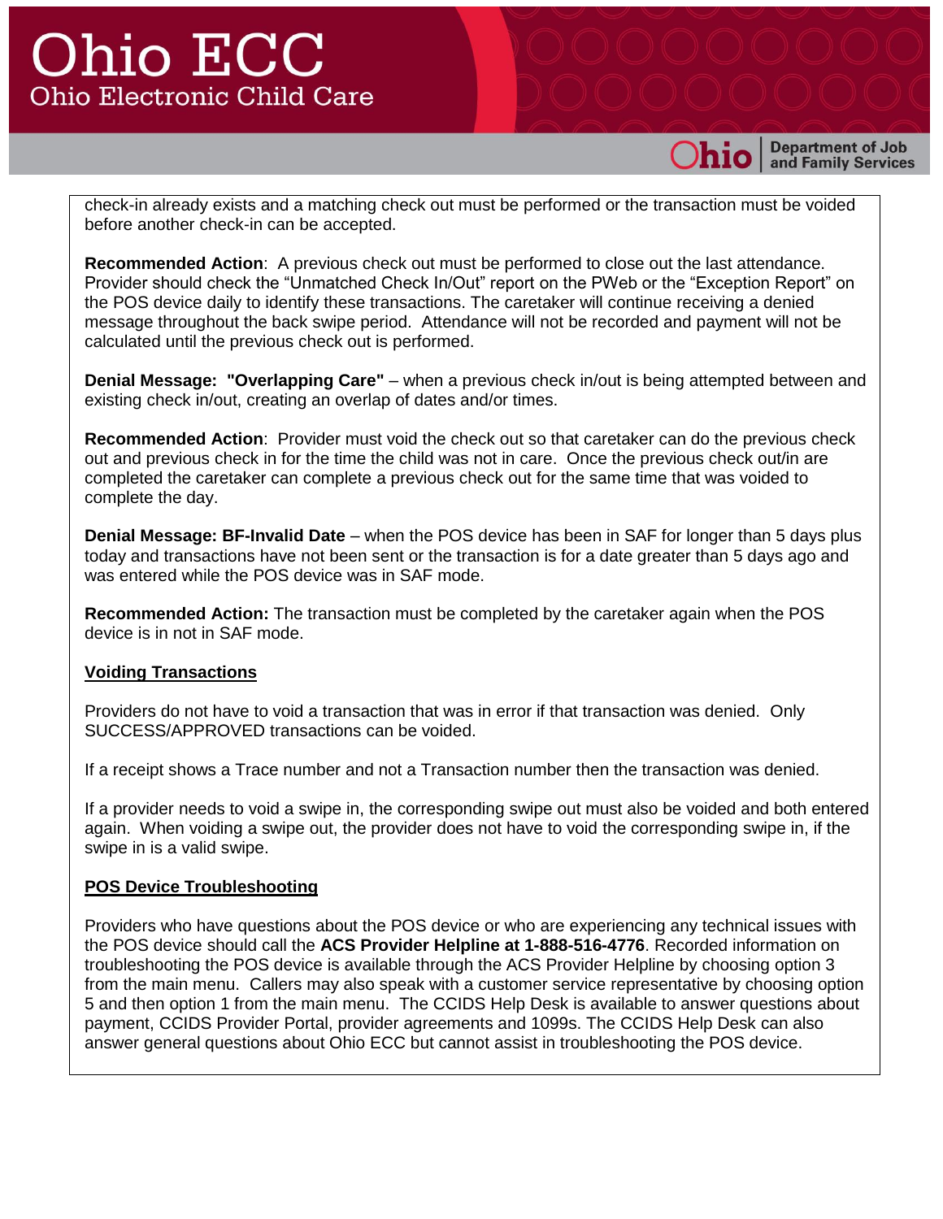check-in already exists and a matching check out must be performed or the transaction must be voided before another check-in can be accepted.

**Recommended Action**: A previous check out must be performed to close out the last attendance. Provider should check the "Unmatched Check In/Out" report on the PWeb or the "Exception Report" on the POS device daily to identify these transactions. The caretaker will continue receiving a denied message throughout the back swipe period. Attendance will not be recorded and payment will not be calculated until the previous check out is performed.

**Denial Message: "Overlapping Care"** – when a previous check in/out is being attempted between and existing check in/out, creating an overlap of dates and/or times.

**Recommended Action**: Provider must void the check out so that caretaker can do the previous check out and previous check in for the time the child was not in care. Once the previous check out/in are completed the caretaker can complete a previous check out for the same time that was voided to complete the day.

**Denial Message: BF-Invalid Date** – when the POS device has been in SAF for longer than 5 days plus today and transactions have not been sent or the transaction is for a date greater than 5 days ago and was entered while the POS device was in SAF mode.

**Recommended Action:** The transaction must be completed by the caretaker again when the POS device is in not in SAF mode.

## Voiding Transactions

Providers do not have to void a transaction that was in error if that transaction was denied. Only SUCCESS/APPROVED transactions can be voided.

If a receipt shows a Trace number and not a Transaction number then the transaction was denied.

If a provider needs to void a swipe in, the corresponding swipe out must also be voided and both entered again. When voiding a swipe out, the provider does not have to void the corresponding swipe in, if the swipe in is a valid swipe.

## POS Device Troubleshooting

Providers who have questions about the POS device or who are experiencing any technical issues with the POS device should call the **ACS Provider Helpline at 1-888-516-4776**. Recorded information on troubleshooting the POS device is available through the ACS Provider Helpline by choosing option 3 from the main menu. Callers may also speak with a customer service representative by choosing option 5 and then option 1 from the main menu. The CCIDS Help Desk is available to answer questions about payment, CCIDS Provider Portal, provider agreements and 1099s. The CCIDS Help Desk can also answer general questions about Ohio ECC but cannot assist in troubleshooting the POS device.